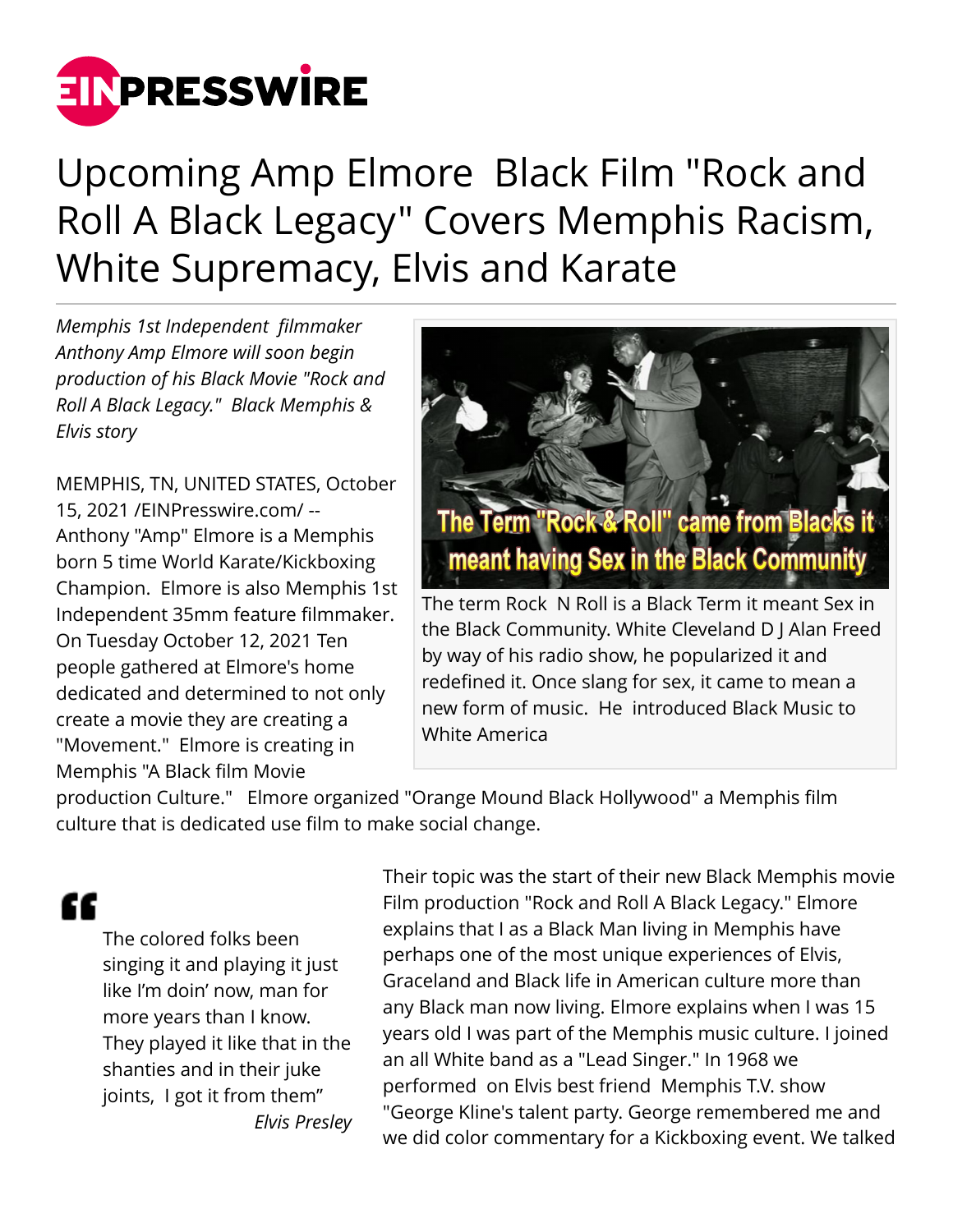# Upcoming Amp Elmore Black Film "Rock and Roll A Black Legacy" Covers Memphis Racism, White Supremacy, Elvis and Karate

*Memphis 1st Independent filmmaker Anthony Amp Elmore will soon begin production of his Black Movie "Rock and Roll A Black Legacy." Black Memphis & Elvis story*

MEMPHIS, TN, UNITED STATES, October 15, 2021 /EINPresswire.com/ -- Anthony "Amp" Elmore is a Memphis born 5 time World Karate/Kickboxing Champion. Elmore is also Memphis 1st Independent 35mm feature filmmaker. On Tuesday October 12, 2021 Ten people gathered at Elmore's home dedicated and determined to not only create a movie they are creating a "Movement." Elmore is creating in Memphis "A Black film Movie production Culture." Elmore organized "Orange Mound Black Hollywood" a Memphis film culture that is dedicated use film to make social change.

The term Rock N Roll is a Black Term it meant Sex in the Black Community. White Cleveland D J Alan Freed by way of his radio show, he popularized it and redefined it. Once slang for sex, it came to mean a new form of music. He introduced Black Music to White America

> The colored folks been singing it and playing it just like I'm doin' now, man for more years than I know. They played it like that in the shanties and in their juke joints, I got it from them"
>
> *Elvis Presley*

Their topic was the start of their new Black Memphis movie Film production "Rock and Roll A Black Legacy." Elmore explains that I as a Black Man living in Memphis have perhaps one of the most unique experiences of Elvis, Graceland and Black life in American culture more than any Black man now living. Elmore explains when I was 15 years old I was part of the Memphis music culture. I joined an all White band as a "Lead Singer." In 1968 we performed on Elvis best friend Memphis T.V. show "George Kline's talent party. George remembered me and we did color commentary for a Kickboxing event. We talked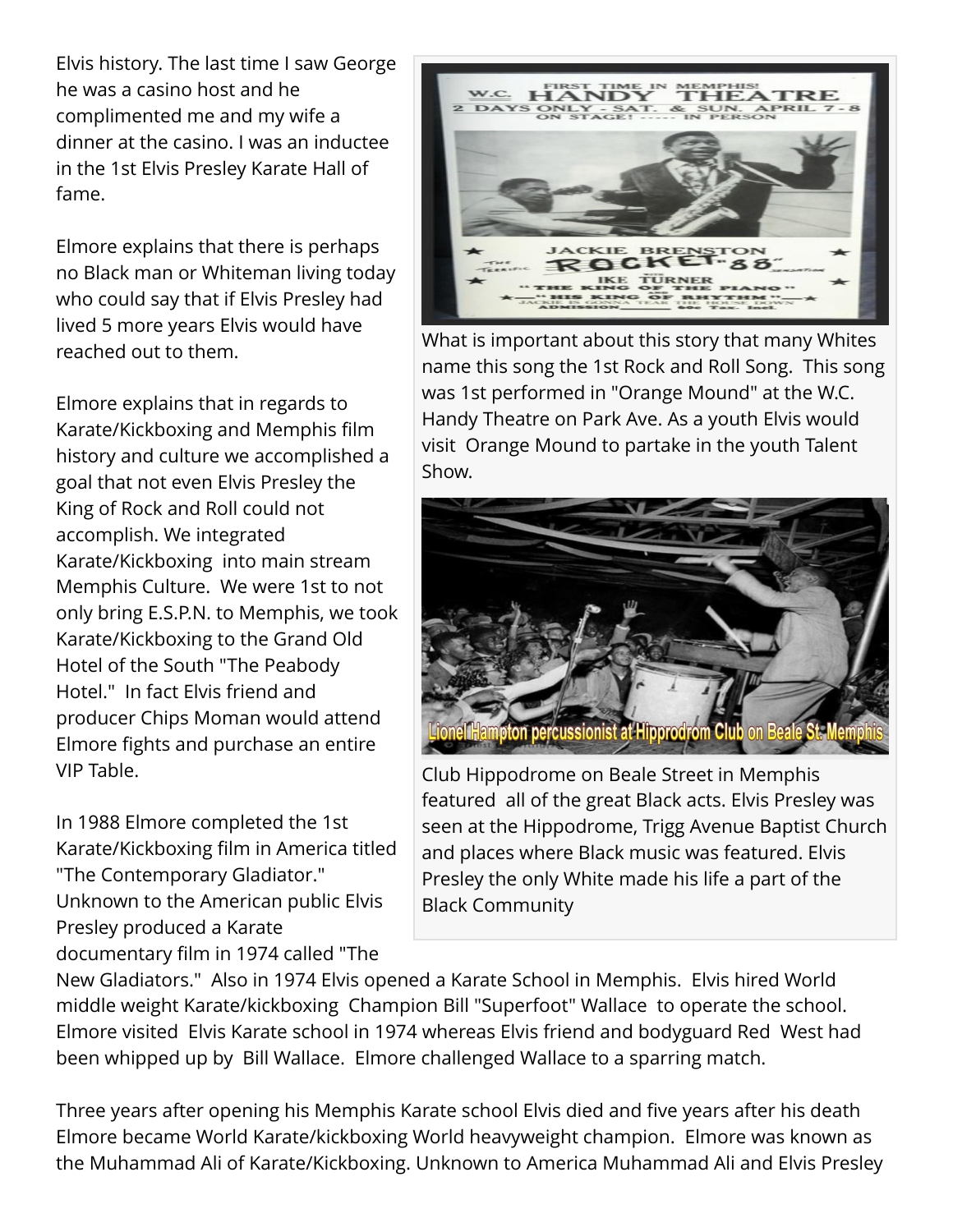Elvis history. The last time I saw George he was a casino host and he complimented me and my wife a dinner at the casino. I was an inductee in the 1st Elvis Presley Karate Hall of fame.

Elmore explains that there is perhaps no Black man or Whiteman living today who could say that if Elvis Presley had lived 5 more years Elvis would have reached out to them.

Elmore explains that in regards to Karate/Kickboxing and Memphis film history and culture we accomplished a goal that not even Elvis Presley the King of Rock and Roll could not accomplish. We integrated Karate/Kickboxing into main stream Memphis Culture. We were 1st to not only bring E.S.P.N. to Memphis, we took Karate/Kickboxing to the Grand Old Hotel of the South "The Peabody Hotel." In fact Elvis friend and producer Chips Moman would attend Elmore fights and purchase an entire VIP Table.

In 1988 Elmore completed the 1st Karate/Kickboxing film in America titled "The Contemporary Gladiator." Unknown to the American public Elvis Presley produced a Karate documentary film in 1974 called "The New Gladiators." Also in 1974 Elvis opened a Karate School in Memphis. Elvis hired World middle weight Karate/kickboxing Champion Bill "Superfoot" Wallace to operate the school. Elmore visited Elvis Karate school in 1974 whereas Elvis friend and bodyguard Red West had been whipped up by Bill Wallace. Elmore challenged Wallace to a sparring match.

What is important about this story that many Whites name this song the 1st Rock and Roll Song. This song was 1st performed in "Orange Mound" at the W.C. Handy Theatre on Park Ave. As a youth Elvis would visit Orange Mound to partake in the youth Talent Show.

Club Hippodrome on Beale Street in Memphis featured all of the great Black acts. Elvis Presley was seen at the Hippodrome, Trigg Avenue Baptist Church and places where Black music was featured. Elvis Presley the only White made his life a part of the Black Community

Three years after opening his Memphis Karate school Elvis died and five years after his death Elmore became World Karate/kickboxing World heavyweight champion. Elmore was known as the Muhammad Ali of Karate/Kickboxing. Unknown to America Muhammad Ali and Elvis Presley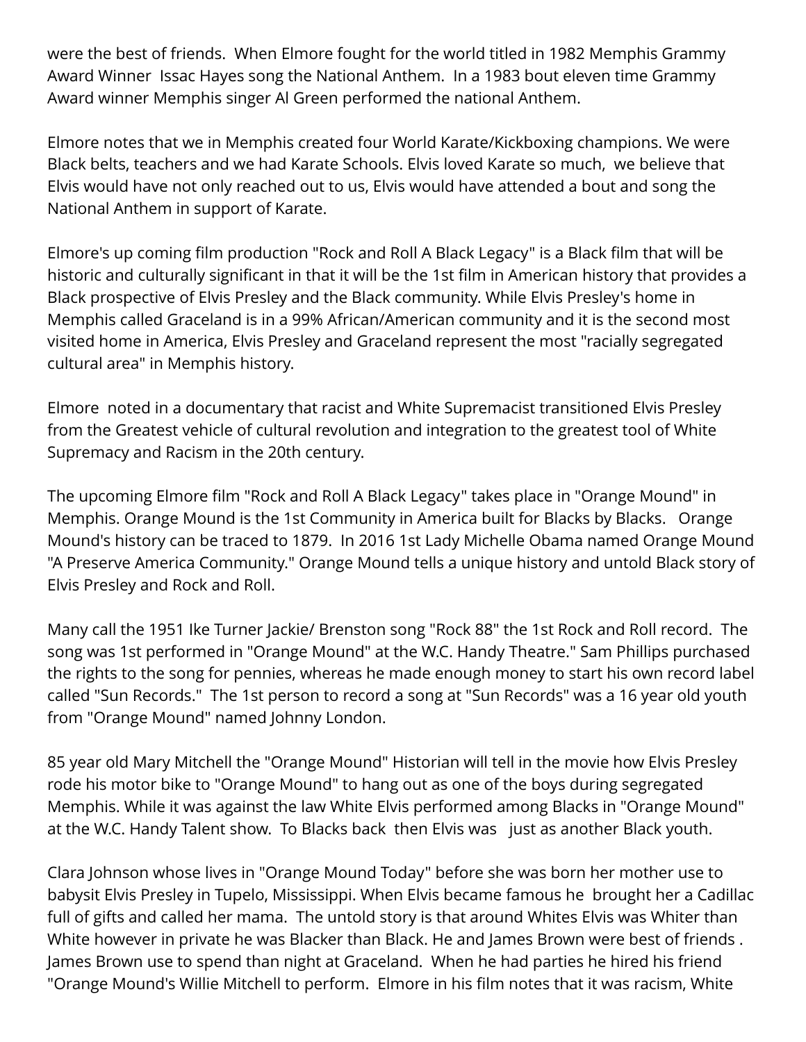were the best of friends. When Elmore fought for the world titled in 1982 Memphis Grammy Award Winner Issac Hayes song the National Anthem. In a 1983 bout eleven time Grammy Award winner Memphis singer Al Green performed the national Anthem.

Elmore notes that we in Memphis created four World Karate/Kickboxing champions. We were Black belts, teachers and we had Karate Schools. Elvis loved Karate so much, we believe that Elvis would have not only reached out to us, Elvis would have attended a bout and song the National Anthem in support of Karate.

Elmore's up coming film production "Rock and Roll A Black Legacy" is a Black film that will be historic and culturally significant in that it will be the 1st film in American history that provides a Black prospective of Elvis Presley and the Black community. While Elvis Presley's home in Memphis called Graceland is in a 99% African/American community and it is the second most visited home in America, Elvis Presley and Graceland represent the most "racially segregated cultural area" in Memphis history.

Elmore noted in a documentary that racist and White Supremacist transitioned Elvis Presley from the Greatest vehicle of cultural revolution and integration to the greatest tool of White Supremacy and Racism in the 20th century.

The upcoming Elmore film "Rock and Roll A Black Legacy" takes place in "Orange Mound" in Memphis. Orange Mound is the 1st Community in America built for Blacks by Blacks. Orange Mound's history can be traced to 1879. In 2016 1st Lady Michelle Obama named Orange Mound "A Preserve America Community." Orange Mound tells a unique history and untold Black story of Elvis Presley and Rock and Roll.

Many call the 1951 Ike Turner Jackie/ Brenston song "Rock 88" the 1st Rock and Roll record. The song was 1st performed in "Orange Mound" at the W.C. Handy Theatre." Sam Phillips purchased the rights to the song for pennies, whereas he made enough money to start his own record label called "Sun Records." The 1st person to record a song at "Sun Records" was a 16 year old youth from "Orange Mound" named Johnny London.

85 year old Mary Mitchell the "Orange Mound" Historian will tell in the movie how Elvis Presley rode his motor bike to "Orange Mound" to hang out as one of the boys during segregated Memphis. While it was against the law White Elvis performed among Blacks in "Orange Mound" at the W.C. Handy Talent show. To Blacks back then Elvis was just as another Black youth.

Clara Johnson whose lives in "Orange Mound Today" before she was born her mother use to babysit Elvis Presley in Tupelo, Mississippi. When Elvis became famous he brought her a Cadillac full of gifts and called her mama. The untold story is that around Whites Elvis was Whiter than White however in private he was Blacker than Black. He and James Brown were best of friends . James Brown use to spend than night at Graceland. When he had parties he hired his friend "Orange Mound's Willie Mitchell to perform. Elmore in his film notes that it was racism, White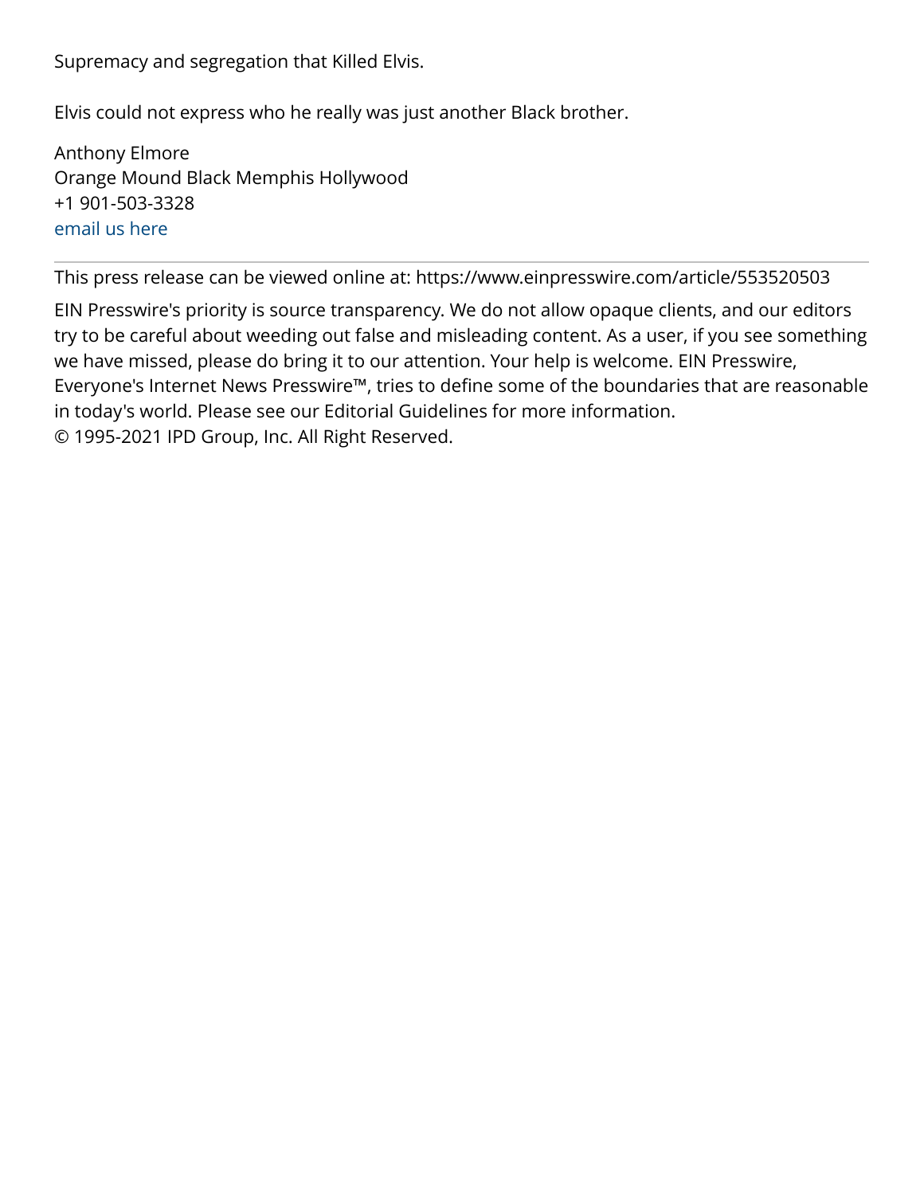Supremacy and segregation that Killed Elvis.

Elvis could not express who he really was just another Black brother.

Anthony Elmore
Orange Mound Black Memphis Hollywood
+1 901-503-3328
email us here

---

This press release can be viewed online at: https://www.einpresswire.com/article/553520503

EIN Presswire's priority is source transparency. We do not allow opaque clients, and our editors try to be careful about weeding out false and misleading content. As a user, if you see something we have missed, please do bring it to our attention. Your help is welcome. EIN Presswire, Everyone's Internet News Presswire™, tries to define some of the boundaries that are reasonable in today's world. Please see our Editorial Guidelines for more information.
© 1995-2021 IPD Group, Inc. All Right Reserved.